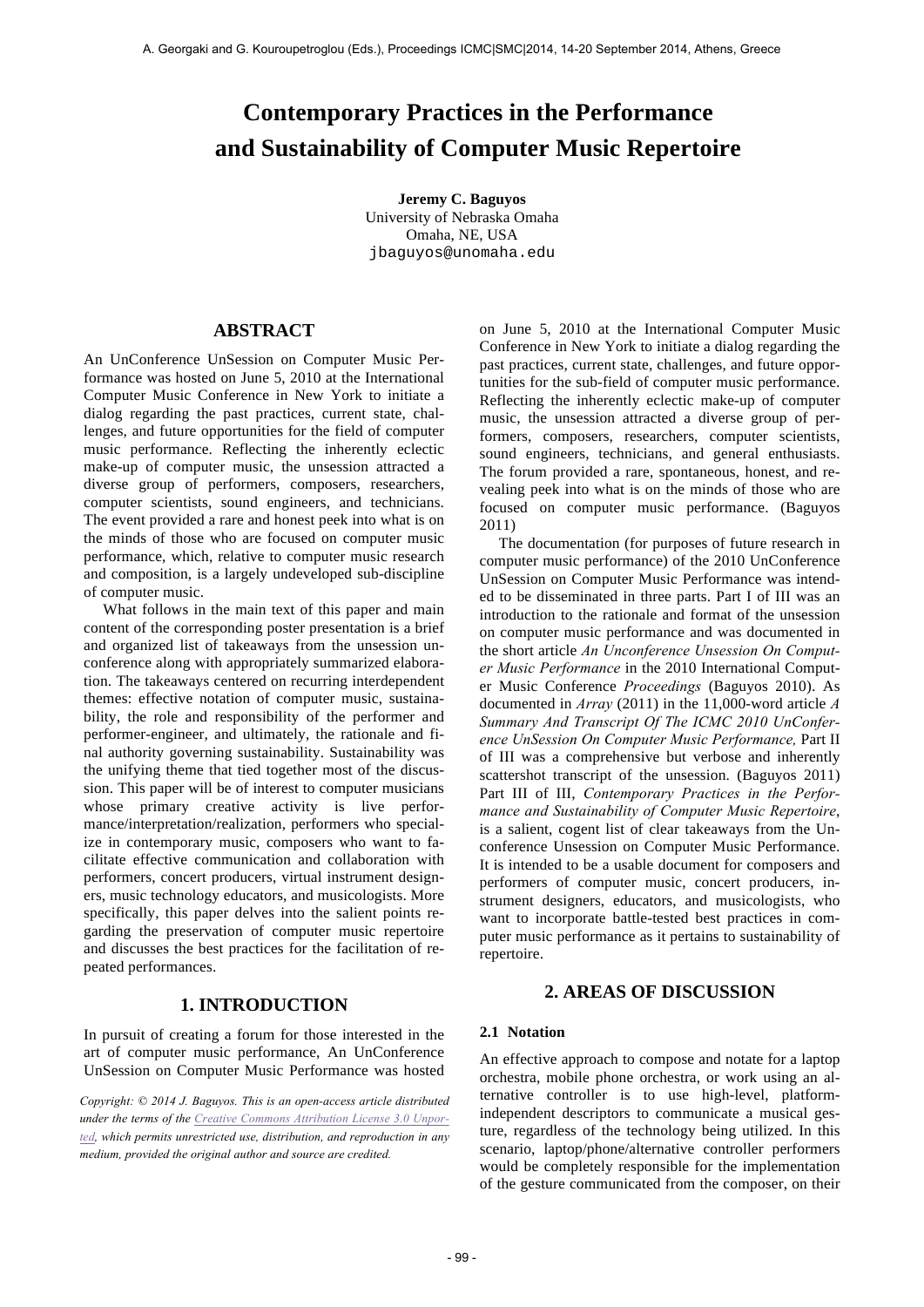# Contemporary Practices in the Performance and Sustainability of Computer Music Repertoire

**Jeremy C. Baguyos**
University of Nebraska Omaha
Omaha, NE, USA
jbaguyos@unomaha.edu

## ABSTRACT

An UnConference UnSession on Computer Music Performance was hosted on June 5, 2010 at the International Computer Music Conference in New York to initiate a dialog regarding the past practices, current state, challenges, and future opportunities for the field of computer music performance. Reflecting the inherently eclectic make-up of computer music, the unsession attracted a diverse group of performers, composers, researchers, computer scientists, sound engineers, and technicians. The event provided a rare and honest peek into what is on the minds of those who are focused on computer music performance, which, relative to computer music research and composition, is a largely undeveloped sub-discipline of computer music.

What follows in the main text of this paper and main content of the corresponding poster presentation is a brief and organized list of takeaways from the unsession unconference along with appropriately summarized elaboration. The takeaways centered on recurring interdependent themes: effective notation of computer music, sustainability, the role and responsibility of the performer and performer-engineer, and ultimately, the rationale and final authority governing sustainability. Sustainability was the unifying theme that tied together most of the discussion. This paper will be of interest to computer musicians whose primary creative activity is live performance/interpretation/realization, performers who specialize in contemporary music, composers who want to facilitate effective communication and collaboration with performers, concert producers, virtual instrument designers, music technology educators, and musicologists. More specifically, this paper delves into the salient points regarding the preservation of computer music repertoire and discusses the best practices for the facilitation of repeated performances.

## 1. INTRODUCTION

In pursuit of creating a forum for those interested in the art of computer music performance, An UnConference UnSession on Computer Music Performance was hosted on June 5, 2010 at the International Computer Music Conference in New York to initiate a dialog regarding the past practices, current state, challenges, and future opportunities for the sub-field of computer music performance. Reflecting the inherently eclectic make-up of computer music, the unsession attracted a diverse group of performers, composers, researchers, computer scientists, sound engineers, technicians, and general enthusiasts. The forum provided a rare, spontaneous, honest, and revealing peek into what is on the minds of those who are focused on computer music performance. (Baguyos 2011)

The documentation (for purposes of future research in computer music performance) of the 2010 UnConference UnSession on Computer Music Performance was intended to be disseminated in three parts. Part I of III was an introduction to the rationale and format of the unsession on computer music performance and was documented in the short article *An Unconference Unsession On Computer Music Performance* in the 2010 International Computer Music Conference *Proceedings* (Baguyos 2010). As documented in *Array* (2011) in the 11,000-word article *A Summary And Transcript Of The ICMC 2010 UnConference UnSession On Computer Music Performance,* Part II of III was a comprehensive but verbose and inherently scattershot transcript of the unsession. (Baguyos 2011) Part III of III, *Contemporary Practices in the Performance and Sustainability of Computer Music Repertoire*, is a salient, cogent list of clear takeaways from the Unconference Unsession on Computer Music Performance. It is intended to be a usable document for composers and performers of computer music, concert producers, instrument designers, educators, and musicologists, who want to incorporate battle-tested best practices in computer music performance as it pertains to sustainability of repertoire.

## 2. AREAS OF DISCUSSION

### 2.1 Notation

An effective approach to compose and notate for a laptop orchestra, mobile phone orchestra, or work using an alternative controller is to use high-level, platform-independent descriptors to communicate a musical gesture, regardless of the technology being utilized. In this scenario, laptop/phone/alternative controller performers would be completely responsible for the implementation of the gesture communicated from the composer, on their

*Copyright: © 2014 J. Baguyos. This is an open-access article distributed under the terms of the Creative Commons Attribution License 3.0 Unported, which permits unrestricted use, distribution, and reproduction in any medium, provided the original author and source are credited.*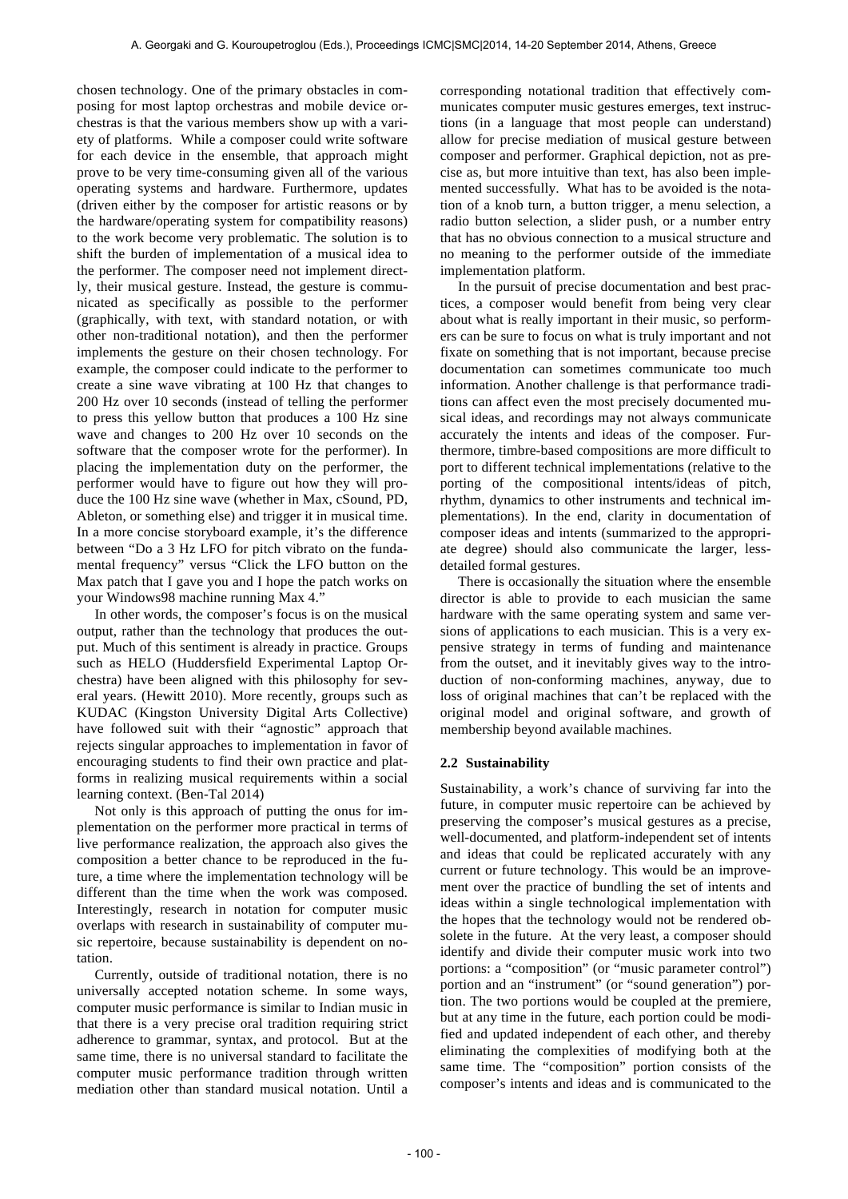chosen technology. One of the primary obstacles in composing for most laptop orchestras and mobile device orchestras is that the various members show up with a variety of platforms. While a composer could write software for each device in the ensemble, that approach might prove to be very time-consuming given all of the various operating systems and hardware. Furthermore, updates (driven either by the composer for artistic reasons or by the hardware/operating system for compatibility reasons) to the work become very problematic. The solution is to shift the burden of implementation of a musical idea to the performer. The composer need not implement directly, their musical gesture. Instead, the gesture is communicated as specifically as possible to the performer (graphically, with text, with standard notation, or with other non-traditional notation), and then the performer implements the gesture on their chosen technology. For example, the composer could indicate to the performer to create a sine wave vibrating at 100 Hz that changes to 200 Hz over 10 seconds (instead of telling the performer to press this yellow button that produces a 100 Hz sine wave and changes to 200 Hz over 10 seconds on the software that the composer wrote for the performer). In placing the implementation duty on the performer, the performer would have to figure out how they will produce the 100 Hz sine wave (whether in Max, cSound, PD, Ableton, or something else) and trigger it in musical time. In a more concise storyboard example, it's the difference between "Do a 3 Hz LFO for pitch vibrato on the fundamental frequency" versus "Click the LFO button on the Max patch that I gave you and I hope the patch works on your Windows98 machine running Max 4."

In other words, the composer's focus is on the musical output, rather than the technology that produces the output. Much of this sentiment is already in practice. Groups such as HELO (Huddersfield Experimental Laptop Orchestra) have been aligned with this philosophy for several years. (Hewitt 2010). More recently, groups such as KUDAC (Kingston University Digital Arts Collective) have followed suit with their "agnostic" approach that rejects singular approaches to implementation in favor of encouraging students to find their own practice and platforms in realizing musical requirements within a social learning context. (Ben-Tal 2014)

Not only is this approach of putting the onus for implementation on the performer more practical in terms of live performance realization, the approach also gives the composition a better chance to be reproduced in the future, a time where the implementation technology will be different than the time when the work was composed. Interestingly, research in notation for computer music overlaps with research in sustainability of computer music repertoire, because sustainability is dependent on notation.

Currently, outside of traditional notation, there is no universally accepted notation scheme. In some ways, computer music performance is similar to Indian music in that there is a very precise oral tradition requiring strict adherence to grammar, syntax, and protocol. But at the same time, there is no universal standard to facilitate the computer music performance tradition through written mediation other than standard musical notation. Until a corresponding notational tradition that effectively communicates computer music gestures emerges, text instructions (in a language that most people can understand) allow for precise mediation of musical gesture between composer and performer. Graphical depiction, not as precise as, but more intuitive than text, has also been implemented successfully. What has to be avoided is the notation of a knob turn, a button trigger, a menu selection, a radio button selection, a slider push, or a number entry that has no obvious connection to a musical structure and no meaning to the performer outside of the immediate implementation platform.

In the pursuit of precise documentation and best practices, a composer would benefit from being very clear about what is really important in their music, so performers can be sure to focus on what is truly important and not fixate on something that is not important, because precise documentation can sometimes communicate too much information. Another challenge is that performance traditions can affect even the most precisely documented musical ideas, and recordings may not always communicate accurately the intents and ideas of the composer. Furthermore, timbre-based compositions are more difficult to port to different technical implementations (relative to the porting of the compositional intents/ideas of pitch, rhythm, dynamics to other instruments and technical implementations). In the end, clarity in documentation of composer ideas and intents (summarized to the appropriate degree) should also communicate the larger, less-detailed formal gestures.

There is occasionally the situation where the ensemble director is able to provide to each musician the same hardware with the same operating system and same versions of applications to each musician. This is a very expensive strategy in terms of funding and maintenance from the outset, and it inevitably gives way to the introduction of non-conforming machines, anyway, due to loss of original machines that can't be replaced with the original model and original software, and growth of membership beyond available machines.

### 2.2 Sustainability

Sustainability, a work's chance of surviving far into the future, in computer music repertoire can be achieved by preserving the composer's musical gestures as a precise, well-documented, and platform-independent set of intents and ideas that could be replicated accurately with any current or future technology. This would be an improvement over the practice of bundling the set of intents and ideas within a single technological implementation with the hopes that the technology would not be rendered obsolete in the future. At the very least, a composer should identify and divide their computer music work into two portions: a "composition" (or "music parameter control") portion and an "instrument" (or "sound generation") portion. The two portions would be coupled at the premiere, but at any time in the future, each portion could be modified and updated independent of each other, and thereby eliminating the complexities of modifying both at the same time. The "composition" portion consists of the composer's intents and ideas and is communicated to the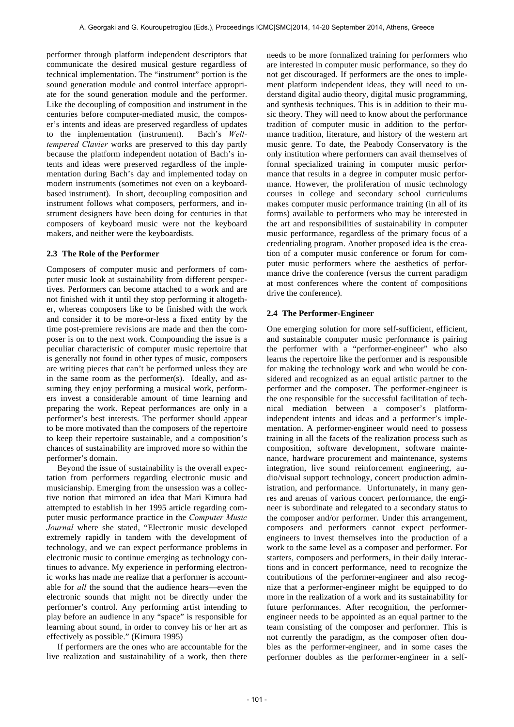performer through platform independent descriptors that communicate the desired musical gesture regardless of technical implementation. The "instrument" portion is the sound generation module and control interface appropriate for the sound generation module and the performer. Like the decoupling of composition and instrument in the centuries before computer-mediated music, the composer's intents and ideas are preserved regardless of updates to the implementation (instrument). Bach's *Well-tempered Clavier* works are preserved to this day partly because the platform independent notation of Bach's intents and ideas were preserved regardless of the implementation during Bach's day and implemented today on modern instruments (sometimes not even on a keyboard-based instrument). In short, decoupling composition and instrument follows what composers, performers, and instrument designers have been doing for centuries in that composers of keyboard music were not the keyboard makers, and neither were the keyboardists.

### 2.3 The Role of the Performer

Composers of computer music and performers of computer music look at sustainability from different perspectives. Performers can become attached to a work and are not finished with it until they stop performing it altogether, whereas composers like to be finished with the work and consider it to be more-or-less a fixed entity by the time post-premiere revisions are made and then the composer is on to the next work. Compounding the issue is a peculiar characteristic of computer music repertoire that is generally not found in other types of music, composers are writing pieces that can't be performed unless they are in the same room as the performer(s). Ideally, and assuming they enjoy performing a musical work, performers invest a considerable amount of time learning and preparing the work. Repeat performances are only in a performer's best interests. The performer should appear to be more motivated than the composers of the repertoire to keep their repertoire sustainable, and a composition's chances of sustainability are improved more so within the performer's domain.

Beyond the issue of sustainability is the overall expectation from performers regarding electronic music and musicianship. Emerging from the unsession was a collective notion that mirrored an idea that Mari Kimura had attempted to establish in her 1995 article regarding computer music performance practice in the *Computer Music Journal* where she stated, "Electronic music developed extremely rapidly in tandem with the development of technology, and we can expect performance problems in electronic music to continue emerging as technology continues to advance. My experience in performing electronic works has made me realize that a performer is accountable for *all* the sound that the audience hears—even the electronic sounds that might not be directly under the performer's control. Any performing artist intending to play before an audience in any "space" is responsible for learning about sound, in order to convey his or her art as effectively as possible." (Kimura 1995)

If performers are the ones who are accountable for the live realization and sustainability of a work, then there needs to be more formalized training for performers who are interested in computer music performance, so they do not get discouraged. If performers are the ones to implement platform independent ideas, they will need to understand digital audio theory, digital music programming, and synthesis techniques. This is in addition to their music theory. They will need to know about the performance tradition of computer music in addition to the performance tradition, literature, and history of the western art music genre. To date, the Peabody Conservatory is the only institution where performers can avail themselves of formal specialized training in computer music performance that results in a degree in computer music performance. However, the proliferation of music technology courses in college and secondary school curriculums makes computer music performance training (in all of its forms) available to performers who may be interested in the art and responsibilities of sustainability in computer music performance, regardless of the primary focus of a credentialing program. Another proposed idea is the creation of a computer music conference or forum for computer music performers where the aesthetics of performance drive the conference (versus the current paradigm at most conferences where the content of compositions drive the conference).

### 2.4 The Performer-Engineer

One emerging solution for more self-sufficient, efficient, and sustainable computer music performance is pairing the performer with a "performer-engineer" who also learns the repertoire like the performer and is responsible for making the technology work and who would be considered and recognized as an equal artistic partner to the performer and the composer. The performer-engineer is the one responsible for the successful facilitation of technical mediation between a composer's platform-independent intents and ideas and a performer's implementation. A performer-engineer would need to possess training in all the facets of the realization process such as composition, software development, software maintenance, hardware procurement and maintenance, systems integration, live sound reinforcement engineering, audio/visual support technology, concert production administration, and performance. Unfortunately, in many genres and arenas of various concert performance, the engineer is subordinate and relegated to a secondary status to the composer and/or performer. Under this arrangement, composers and performers cannot expect performer-engineers to invest themselves into the production of a work to the same level as a composer and performer. For starters, composers and performers, in their daily interactions and in concert performance, need to recognize the contributions of the performer-engineer and also recognize that a performer-engineer might be equipped to do more in the realization of a work and its sustainability for future performances. After recognition, the performer-engineer needs to be appointed as an equal partner to the team consisting of the composer and performer. This is not currently the paradigm, as the composer often doubles as the performer-engineer, and in some cases the performer doubles as the performer-engineer in a self-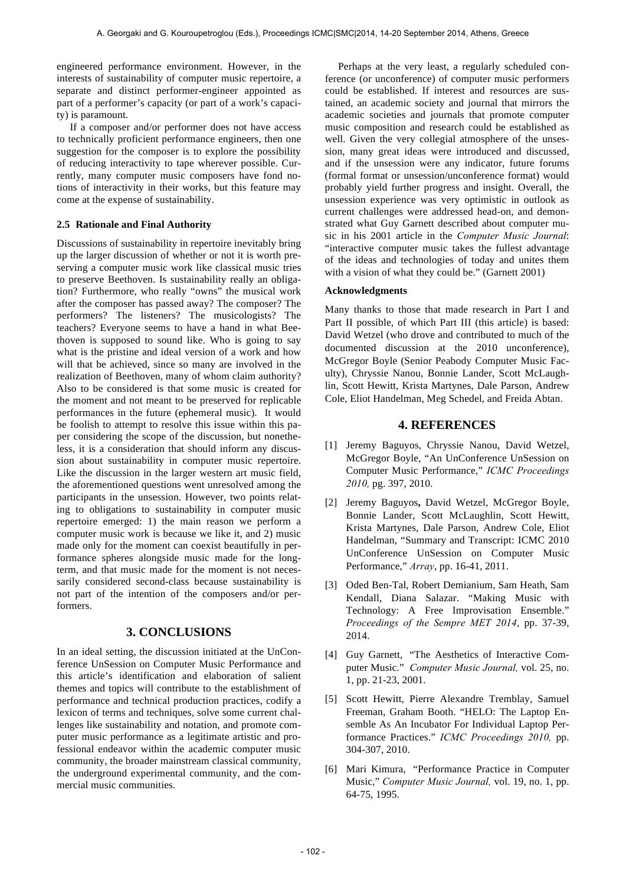engineered performance environment. However, in the interests of sustainability of computer music repertoire, a separate and distinct performer-engineer appointed as part of a performer's capacity (or part of a work's capacity) is paramount.

If a composer and/or performer does not have access to technically proficient performance engineers, then one suggestion for the composer is to explore the possibility of reducing interactivity to tape wherever possible. Currently, many computer music composers have fond notions of interactivity in their works, but this feature may come at the expense of sustainability.

### 2.5 Rationale and Final Authority

Discussions of sustainability in repertoire inevitably bring up the larger discussion of whether or not it is worth preserving a computer music work like classical music tries to preserve Beethoven. Is sustainability really an obligation? Furthermore, who really "owns" the musical work after the composer has passed away? The composer? The performers? The listeners? The musicologists? The teachers? Everyone seems to have a hand in what Beethoven is supposed to sound like. Who is going to say what is the pristine and ideal version of a work and how will that be achieved, since so many are involved in the realization of Beethoven, many of whom claim authority? Also to be considered is that some music is created for the moment and not meant to be preserved for replicable performances in the future (ephemeral music). It would be foolish to attempt to resolve this issue within this paper considering the scope of the discussion, but nonetheless, it is a consideration that should inform any discussion about sustainability in computer music repertoire. Like the discussion in the larger western art music field, the aforementioned questions went unresolved among the participants in the unsession. However, two points relating to obligations to sustainability in computer music repertoire emerged: 1) the main reason we perform a computer music work is because we like it, and 2) music made only for the moment can coexist beautifully in performance spheres alongside music made for the long-term, and that music made for the moment is not necessarily considered second-class because sustainability is not part of the intention of the composers and/or performers.

## 3. CONCLUSIONS

In an ideal setting, the discussion initiated at the UnConference UnSession on Computer Music Performance and this article's identification and elaboration of salient themes and topics will contribute to the establishment of performance and technical production practices, codify a lexicon of terms and techniques, solve some current challenges like sustainability and notation, and promote computer music performance as a legitimate artistic and professional endeavor within the academic computer music community, the broader mainstream classical community, the underground experimental community, and the commercial music communities.

Perhaps at the very least, a regularly scheduled conference (or unconference) of computer music performers could be established. If interest and resources are sustained, an academic society and journal that mirrors the academic societies and journals that promote computer music composition and research could be established as well. Given the very collegial atmosphere of the unsession, many great ideas were introduced and discussed, and if the unsession were any indicator, future forums (formal format or unsession/unconference format) would probably yield further progress and insight. Overall, the unsession experience was very optimistic in outlook as current challenges were addressed head-on, and demonstrated what Guy Garnett described about computer music in his 2001 article in the *Computer Music Journal*: "interactive computer music takes the fullest advantage of the ideas and technologies of today and unites them with a vision of what they could be." (Garnett 2001)

#### Acknowledgments

Many thanks to those that made research in Part I and Part II possible, of which Part III (this article) is based: David Wetzel (who drove and contributed to much of the documented discussion at the 2010 unconference), McGregor Boyle (Senior Peabody Computer Music Faculty), Chryssie Nanou, Bonnie Lander, Scott McLaughlin, Scott Hewitt, Krista Martynes, Dale Parson, Andrew Cole, Eliot Handelman, Meg Schedel, and Freida Abtan.

## 4. REFERENCES

[1] Jeremy Baguyos, Chryssie Nanou, David Wetzel, McGregor Boyle, "An UnConference UnSession on Computer Music Performance," *ICMC Proceedings 2010,* pg. 397, 2010.

[2] Jeremy Baguyos**,** David Wetzel, McGregor Boyle, Bonnie Lander, Scott McLaughlin, Scott Hewitt, Krista Martynes, Dale Parson, Andrew Cole, Eliot Handelman, "Summary and Transcript: ICMC 2010 UnConference UnSession on Computer Music Performance," *Array*, pp. 16-41, 2011.

[3] Oded Ben-Tal, Robert Demianium, Sam Heath, Sam Kendall, Diana Salazar. "Making Music with Technology: A Free Improvisation Ensemble." *Proceedings of the Sempre MET 2014*, pp. 37-39, 2014.

[4] Guy Garnett, "The Aesthetics of Interactive Computer Music." *Computer Music Journal,* vol. 25, no. 1, pp. 21-23, 2001.

[5] Scott Hewitt, Pierre Alexandre Tremblay, Samuel Freeman, Graham Booth. "HELO: The Laptop Ensemble As An Incubator For Individual Laptop Performance Practices." *ICMC Proceedings 2010,* pp. 304-307, 2010.

[6] Mari Kimura, "Performance Practice in Computer Music," *Computer Music Journal,* vol. 19, no. 1, pp. 64-75, 1995.